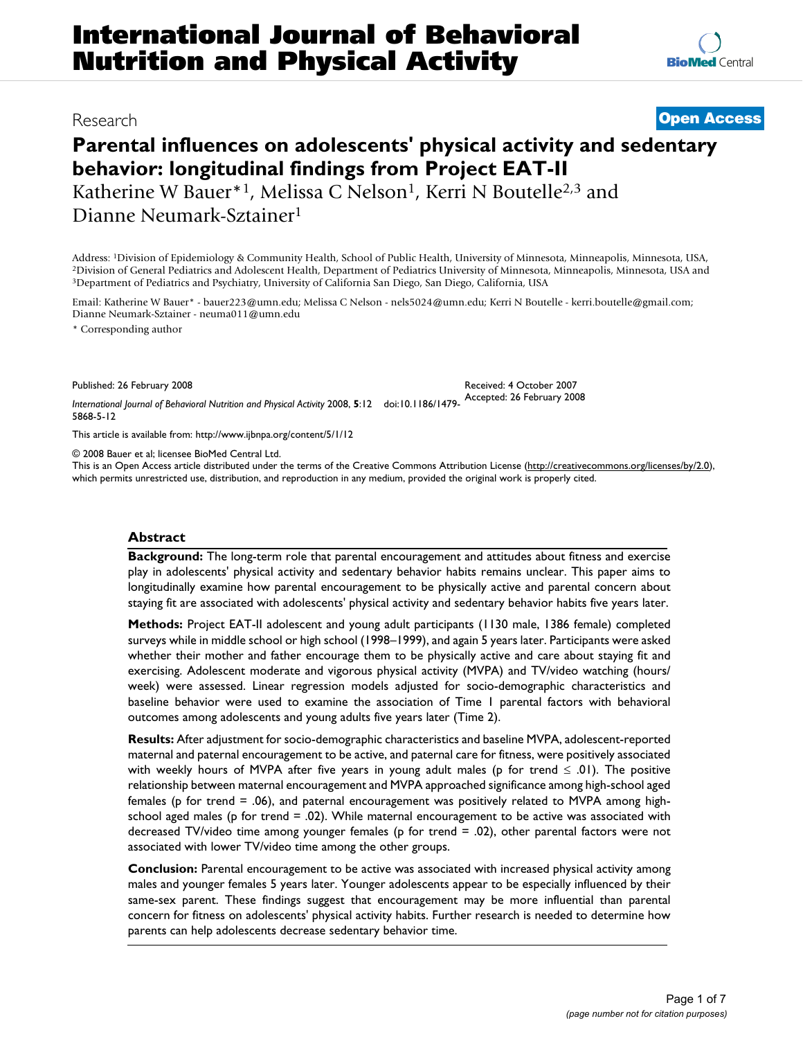# International Journal of Behavioral Nutrition and Physical Activity

Research | **Open Access**

## Parental influences on adolescents' physical activity and sedentary behavior: longitudinal findings from Project EAT-II

Katherine W Bauer*[1], Melissa C Nelson[1], Kerri N Boutelle[2,3] and Dianne Neumark-Sztainer[1]

Address: [1]Division of Epidemiology & Community Health, School of Public Health, University of Minnesota, Minneapolis, Minnesota, USA, [2]Division of General Pediatrics and Adolescent Health, Department of Pediatrics University of Minnesota, Minneapolis, Minnesota, USA and [3]Department of Pediatrics and Psychiatry, University of California San Diego, San Diego, California, USA

Email: Katherine W Bauer* - bauer223@umn.edu; Melissa C Nelson - nels5024@umn.edu; Kerri N Boutelle - kerri.boutelle@gmail.com; Dianne Neumark-Sztainer - neuma011@umn.edu

\* Corresponding author

Published: 26 February 2008

*International Journal of Behavioral Nutrition and Physical Activity* 2008, **5**:12 doi:10.1186/1479-5868-5-12

Received: 4 October 2007
Accepted: 26 February 2008

This article is available from: http://www.ijbnpa.org/content/5/1/12

© 2008 Bauer et al; licensee BioMed Central Ltd.
This is an Open Access article distributed under the terms of the Creative Commons Attribution License (http://creativecommons.org/licenses/by/2.0), which permits unrestricted use, distribution, and reproduction in any medium, provided the original work is properly cited.

### Abstract

**Background:** The long-term role that parental encouragement and attitudes about fitness and exercise play in adolescents' physical activity and sedentary behavior habits remains unclear. This paper aims to longitudinally examine how parental encouragement to be physically active and parental concern about staying fit are associated with adolescents' physical activity and sedentary behavior habits five years later.

**Methods:** Project EAT-II adolescent and young adult participants (1130 male, 1386 female) completed surveys while in middle school or high school (1998–1999), and again 5 years later. Participants were asked whether their mother and father encourage them to be physically active and care about staying fit and exercising. Adolescent moderate and vigorous physical activity (MVPA) and TV/video watching (hours/week) were assessed. Linear regression models adjusted for socio-demographic characteristics and baseline behavior were used to examine the association of Time 1 parental factors with behavioral outcomes among adolescents and young adults five years later (Time 2).

**Results:** After adjustment for socio-demographic characteristics and baseline MVPA, adolescent-reported maternal and paternal encouragement to be active, and paternal care for fitness, were positively associated with weekly hours of MVPA after five years in young adult males ($p$ for trend $\leq$ .01). The positive relationship between maternal encouragement and MVPA approached significance among high-school aged females ($p$ for trend = .06), and paternal encouragement was positively related to MVPA among high-school aged males ($p$ for trend = .02). While maternal encouragement to be active was associated with decreased TV/video time among younger females ($p$ for trend = .02), other parental factors were not associated with lower TV/video time among the other groups.

**Conclusion:** Parental encouragement to be active was associated with increased physical activity among males and younger females 5 years later. Younger adolescents appear to be especially influenced by their same-sex parent. These findings suggest that encouragement may be more influential than parental concern for fitness on adolescents' physical activity habits. Further research is needed to determine how parents can help adolescents decrease sedentary behavior time.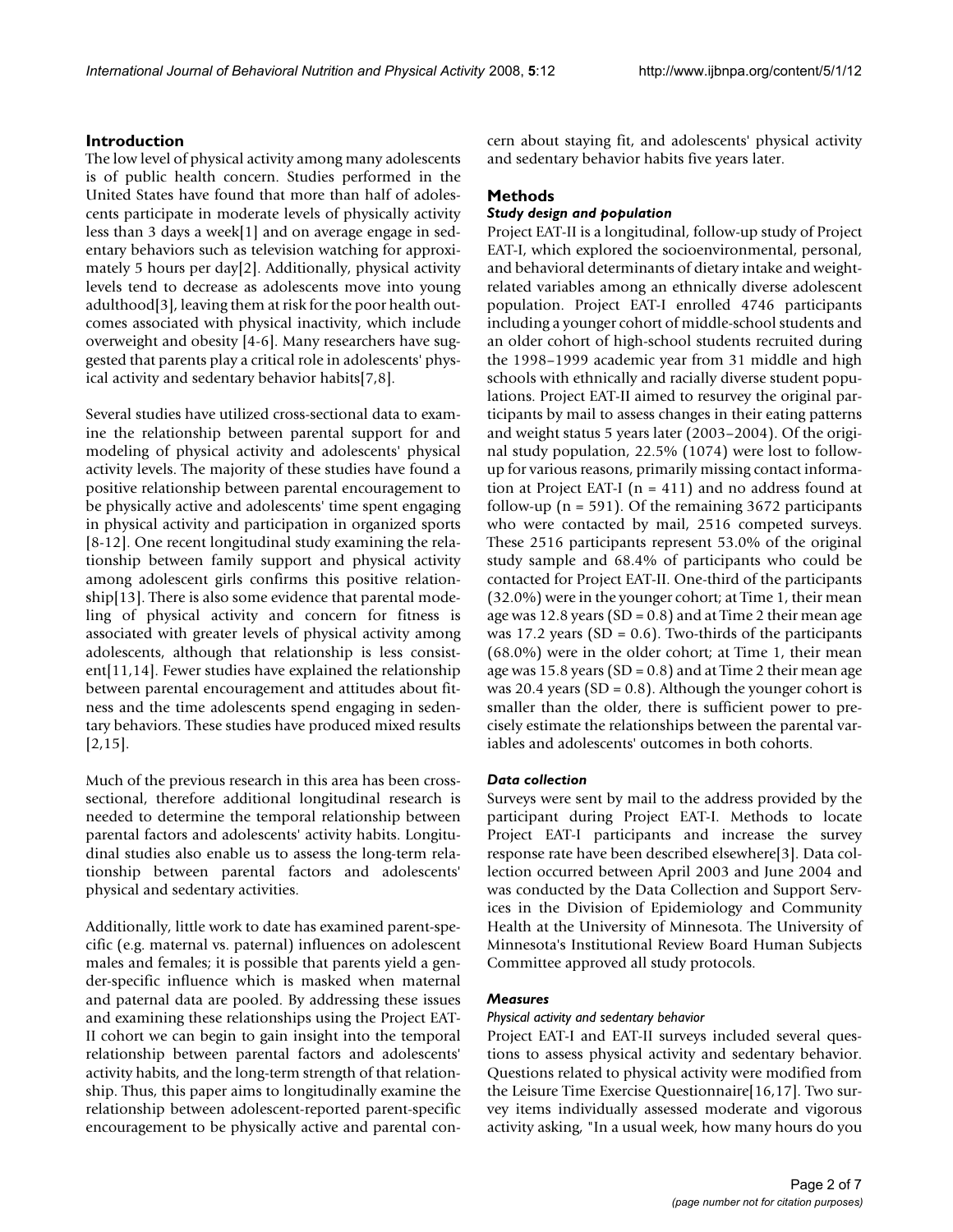## Introduction

The low level of physical activity among many adolescents is of public health concern. Studies performed in the United States have found that more than half of adolescents participate in moderate levels of physically activity less than 3 days a week[1] and on average engage in sedentary behaviors such as television watching for approximately 5 hours per day[2]. Additionally, physical activity levels tend to decrease as adolescents move into young adulthood[3], leaving them at risk for the poor health outcomes associated with physical inactivity, which include overweight and obesity [4-6]. Many researchers have suggested that parents play a critical role in adolescents' physical activity and sedentary behavior habits[7,8].

Several studies have utilized cross-sectional data to examine the relationship between parental support for and modeling of physical activity and adolescents' physical activity levels. The majority of these studies have found a positive relationship between parental encouragement to be physically active and adolescents' time spent engaging in physical activity and participation in organized sports [8-12]. One recent longitudinal study examining the relationship between family support and physical activity among adolescent girls confirms this positive relationship[13]. There is also some evidence that parental modeling of physical activity and concern for fitness is associated with greater levels of physical activity among adolescents, although that relationship is less consistent[11,14]. Fewer studies have explained the relationship between parental encouragement and attitudes about fitness and the time adolescents spend engaging in sedentary behaviors. These studies have produced mixed results [2,15].

Much of the previous research in this area has been cross-sectional, therefore additional longitudinal research is needed to determine the temporal relationship between parental factors and adolescents' activity habits. Longitudinal studies also enable us to assess the long-term relationship between parental factors and adolescents' physical and sedentary activities.

Additionally, little work to date has examined parent-specific (e.g. maternal vs. paternal) influences on adolescent males and females; it is possible that parents yield a gender-specific influence which is masked when maternal and paternal data are pooled. By addressing these issues and examining these relationships using the Project EAT-II cohort we can begin to gain insight into the temporal relationship between parental factors and adolescents' activity habits, and the long-term strength of that relationship. Thus, this paper aims to longitudinally examine the relationship between adolescent-reported parent-specific encouragement to be physically active and parental concern about staying fit, and adolescents' physical activity and sedentary behavior habits five years later.

## Methods

### *Study design and population*

Project EAT-II is a longitudinal, follow-up study of Project EAT-I, which explored the socioenvironmental, personal, and behavioral determinants of dietary intake and weight-related variables among an ethnically diverse adolescent population. Project EAT-I enrolled 4746 participants including a younger cohort of middle-school students and an older cohort of high-school students recruited during the 1998–1999 academic year from 31 middle and high schools with ethnically and racially diverse student populations. Project EAT-II aimed to resurvey the original participants by mail to assess changes in their eating patterns and weight status 5 years later (2003–2004). Of the original study population, 22.5% (1074) were lost to follow-up for various reasons, primarily missing contact information at Project EAT-I (n = 411) and no address found at follow-up (n = 591). Of the remaining 3672 participants who were contacted by mail, 2516 competed surveys. These 2516 participants represent 53.0% of the original study sample and 68.4% of participants who could be contacted for Project EAT-II. One-third of the participants (32.0%) were in the younger cohort; at Time 1, their mean age was 12.8 years (SD = 0.8) and at Time 2 their mean age was 17.2 years (SD = 0.6). Two-thirds of the participants (68.0%) were in the older cohort; at Time 1, their mean age was 15.8 years (SD = 0.8) and at Time 2 their mean age was 20.4 years (SD = 0.8). Although the younger cohort is smaller than the older, there is sufficient power to precisely estimate the relationships between the parental variables and adolescents' outcomes in both cohorts.

### *Data collection*

Surveys were sent by mail to the address provided by the participant during Project EAT-I. Methods to locate Project EAT-I participants and increase the survey response rate have been described elsewhere[3]. Data collection occurred between April 2003 and June 2004 and was conducted by the Data Collection and Support Services in the Division of Epidemiology and Community Health at the University of Minnesota. The University of Minnesota's Institutional Review Board Human Subjects Committee approved all study protocols.

### *Measures*

#### *Physical activity and sedentary behavior*

Project EAT-I and EAT-II surveys included several questions to assess physical activity and sedentary behavior. Questions related to physical activity were modified from the Leisure Time Exercise Questionnaire[16,17]. Two survey items individually assessed moderate and vigorous activity asking, "In a usual week, how many hours do you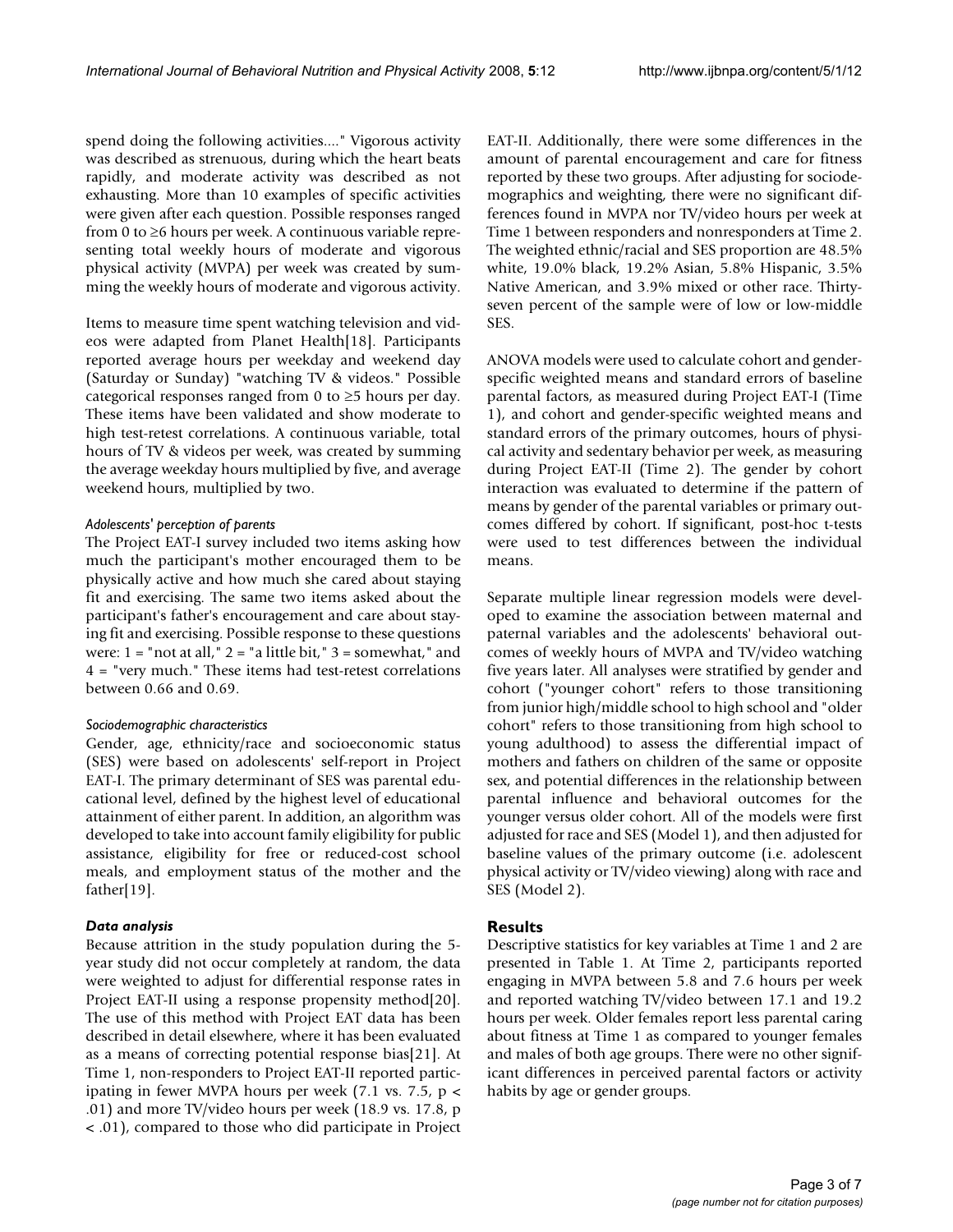spend doing the following activities...." Vigorous activity was described as strenuous, during which the heart beats rapidly, and moderate activity was described as not exhausting. More than 10 examples of specific activities were given after each question. Possible responses ranged from 0 to ≥6 hours per week. A continuous variable representing total weekly hours of moderate and vigorous physical activity (MVPA) per week was created by summing the weekly hours of moderate and vigorous activity.

Items to measure time spent watching television and videos were adapted from Planet Health[18]. Participants reported average hours per weekday and weekend day (Saturday or Sunday) "watching TV & videos." Possible categorical responses ranged from 0 to ≥5 hours per day. These items have been validated and show moderate to high test-retest correlations. A continuous variable, total hours of TV & videos per week, was created by summing the average weekday hours multiplied by five, and average weekend hours, multiplied by two.

#### *Adolescents' perception of parents*

The Project EAT-I survey included two items asking how much the participant's mother encouraged them to be physically active and how much she cared about staying fit and exercising. The same two items asked about the participant's father's encouragement and care about staying fit and exercising. Possible response to these questions were: 1 = "not at all," 2 = "a little bit," 3 = somewhat," and 4 = "very much." These items had test-retest correlations between 0.66 and 0.69.

#### *Sociodemographic characteristics*

Gender, age, ethnicity/race and socioeconomic status (SES) were based on adolescents' self-report in Project EAT-I. The primary determinant of SES was parental educational level, defined by the highest level of educational attainment of either parent. In addition, an algorithm was developed to take into account family eligibility for public assistance, eligibility for free or reduced-cost school meals, and employment status of the mother and the father[19].

### *Data analysis*

Because attrition in the study population during the 5-year study did not occur completely at random, the data were weighted to adjust for differential response rates in Project EAT-II using a response propensity method[20]. The use of this method with Project EAT data has been described in detail elsewhere, where it has been evaluated as a means of correcting potential response bias[21]. At Time 1, non-responders to Project EAT-II reported participating in fewer MVPA hours per week (7.1 vs. 7.5, $p < .01$) and more TV/video hours per week (18.9 vs. 17.8, $p < .01$), compared to those who did participate in Project EAT-II. Additionally, there were some differences in the amount of parental encouragement and care for fitness reported by these two groups. After adjusting for sociodemographics and weighting, there were no significant differences found in MVPA nor TV/video hours per week at Time 1 between responders and nonresponders at Time 2. The weighted ethnic/racial and SES proportion are 48.5% white, 19.0% black, 19.2% Asian, 5.8% Hispanic, 3.5% Native American, and 3.9% mixed or other race. Thirty-seven percent of the sample were of low or low-middle SES.

ANOVA models were used to calculate cohort and gender-specific weighted means and standard errors of baseline parental factors, as measured during Project EAT-I (Time 1), and cohort and gender-specific weighted means and standard errors of the primary outcomes, hours of physical activity and sedentary behavior per week, as measuring during Project EAT-II (Time 2). The gender by cohort interaction was evaluated to determine if the pattern of means by gender of the parental variables or primary outcomes differed by cohort. If significant, post-hoc t-tests were used to test differences between the individual means.

Separate multiple linear regression models were developed to examine the association between maternal and paternal variables and the adolescents' behavioral outcomes of weekly hours of MVPA and TV/video watching five years later. All analyses were stratified by gender and cohort ("younger cohort" refers to those transitioning from junior high/middle school to high school and "older cohort" refers to those transitioning from high school to young adulthood) to assess the differential impact of mothers and fathers on children of the same or opposite sex, and potential differences in the relationship between parental influence and behavioral outcomes for the younger versus older cohort. All of the models were first adjusted for race and SES (Model 1), and then adjusted for baseline values of the primary outcome (i.e. adolescent physical activity or TV/video viewing) along with race and SES (Model 2).

## Results

Descriptive statistics for key variables at Time 1 and 2 are presented in Table 1. At Time 2, participants reported engaging in MVPA between 5.8 and 7.6 hours per week and reported watching TV/video between 17.1 and 19.2 hours per week. Older females report less parental caring about fitness at Time 1 as compared to younger females and males of both age groups. There were no other significant differences in perceived parental factors or activity habits by age or gender groups.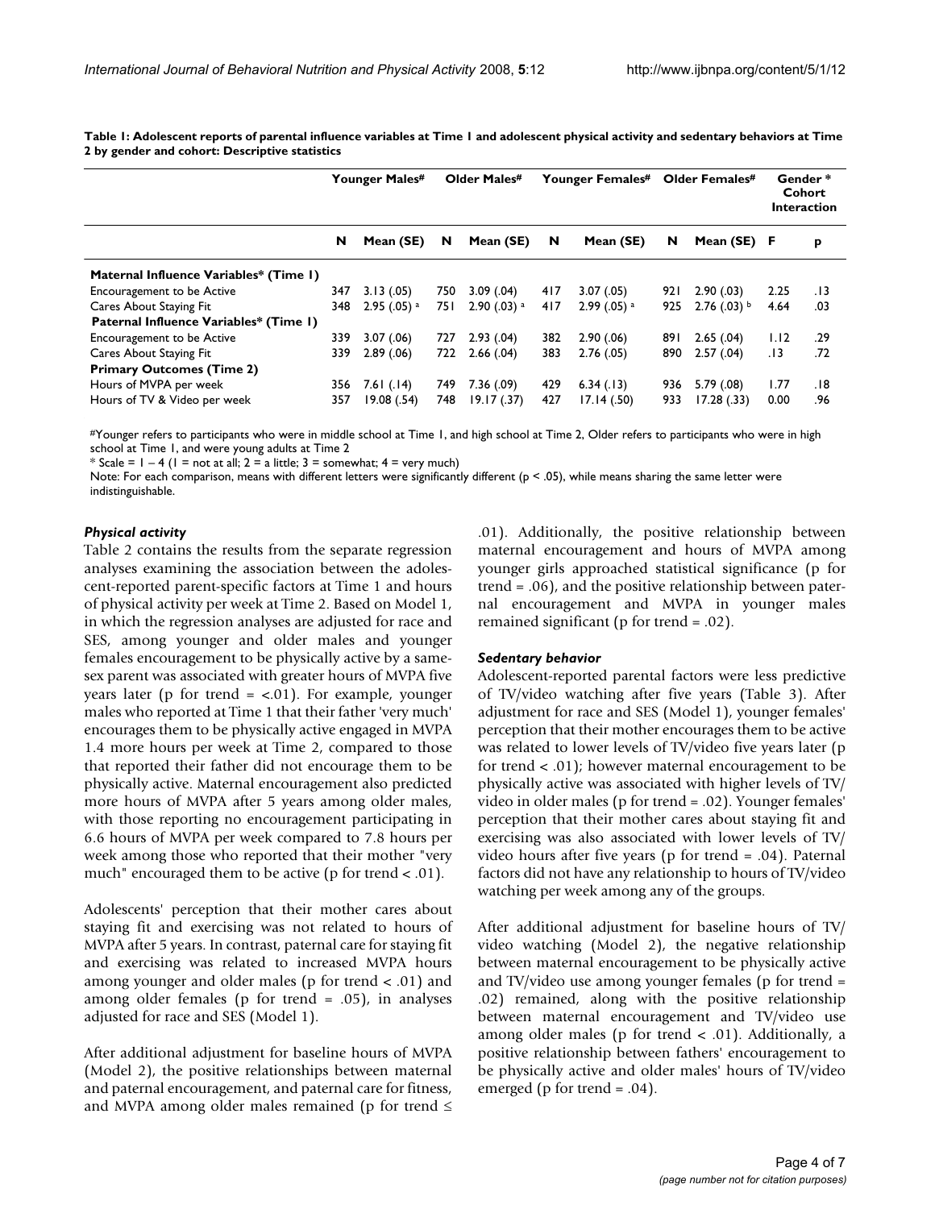**Table 1: Adolescent reports of parental influence variables at Time 1 and adolescent physical activity and sedentary behaviors at Time 2 by gender and cohort: Descriptive statistics**

| | Younger Males# | | Older Males# | | Younger Females# | | Older Females# | | Gender * Cohort Interaction | |
|---|---|---|---|---|---|---|---|---|---|---|
| | N | Mean (SE) | N | Mean (SE) | N | Mean (SE) | N | Mean (SE) | F | p |
| **Maternal Influence Variables* (Time 1)** | | | | | | | | | | |
| Encouragement to be Active | 347 | 3.13 (.05) | 750 | 3.09 (.04) | 417 | 3.07 (.05) | 921 | 2.90 (.03) | 2.25 | .13 |
| Cares About Staying Fit | 348 | 2.95 (.05) a | 751 | 2.90 (.03) a | 417 | 2.99 (.05) a | 925 | 2.76 (.03) b | 4.64 | .03 |
| **Paternal Influence Variables* (Time 1)** | | | | | | | | | | |
| Encouragement to be Active | 339 | 3.07 (.06) | 727 | 2.93 (.04) | 382 | 2.90 (.06) | 891 | 2.65 (.04) | 1.12 | .29 |
| Cares About Staying Fit | 339 | 2.89 (.06) | 722 | 2.66 (.04) | 383 | 2.76 (.05) | 890 | 2.57 (.04) | .13 | .72 |
| **Primary Outcomes (Time 2)** | | | | | | | | | | |
| Hours of MVPA per week | 356 | 7.61 (.14) | 749 | 7.36 (.09) | 429 | 6.34 (.13) | 936 | 5.79 (.08) | 1.77 | .18 |
| Hours of TV & Video per week | 357 | 19.08 (.54) | 748 | 19.17 (.37) | 427 | 17.14 (.50) | 933 | 17.28 (.33) | 0.00 | .96 |

#Younger refers to participants who were in middle school at Time 1, and high school at Time 2, Older refers to participants who were in high school at Time 1, and were young adults at Time 2

* Scale = 1 – 4 (1 = not at all; 2 = a little; 3 = somewhat; 4 = very much)

Note: For each comparison, means with different letters were significantly different (p < .05), while means sharing the same letter were indistinguishable.

### *Physical activity*

Table 2 contains the results from the separate regression analyses examining the association between the adolescent-reported parent-specific factors at Time 1 and hours of physical activity per week at Time 2. Based on Model 1, in which the regression analyses are adjusted for race and SES, among younger and older males and younger females encouragement to be physically active by a same-sex parent was associated with greater hours of MVPA five years later (p for trend = <.01). For example, younger males who reported at Time 1 that their father 'very much' encourages them to be physically active engaged in MVPA 1.4 more hours per week at Time 2, compared to those that reported their father did not encourage them to be physically active. Maternal encouragement also predicted more hours of MVPA after 5 years among older males, with those reporting no encouragement participating in 6.6 hours of MVPA per week compared to 7.8 hours per week among those who reported that their mother "very much" encouraged them to be active (p for trend < .01).

Adolescents' perception that their mother cares about staying fit and exercising was not related to hours of MVPA after 5 years. In contrast, paternal care for staying fit and exercising was related to increased MVPA hours among younger and older males (p for trend < .01) and among older females (p for trend = .05), in analyses adjusted for race and SES (Model 1).

After additional adjustment for baseline hours of MVPA (Model 2), the positive relationships between maternal and paternal encouragement, and paternal care for fitness, and MVPA among older males remained (p for trend ≤ .01). Additionally, the positive relationship between maternal encouragement and hours of MVPA among younger girls approached statistical significance (p for trend = .06), and the positive relationship between paternal encouragement and MVPA in younger males remained significant (p for trend = .02).

### *Sedentary behavior*

Adolescent-reported parental factors were less predictive of TV/video watching after five years (Table 3). After adjustment for race and SES (Model 1), younger females' perception that their mother encourages them to be active was related to lower levels of TV/video five years later (p for trend < .01); however maternal encouragement to be physically active was associated with higher levels of TV/video in older males (p for trend = .02). Younger females' perception that their mother cares about staying fit and exercising was also associated with lower levels of TV/video hours after five years (p for trend = .04). Paternal factors did not have any relationship to hours of TV/video watching per week among any of the groups.

After additional adjustment for baseline hours of TV/video watching (Model 2), the negative relationship between maternal encouragement to be physically active and TV/video use among younger females (p for trend = .02) remained, along with the positive relationship between maternal encouragement and TV/video use among older males (p for trend < .01). Additionally, a positive relationship between fathers' encouragement to be physically active and older males' hours of TV/video emerged (p for trend = .04).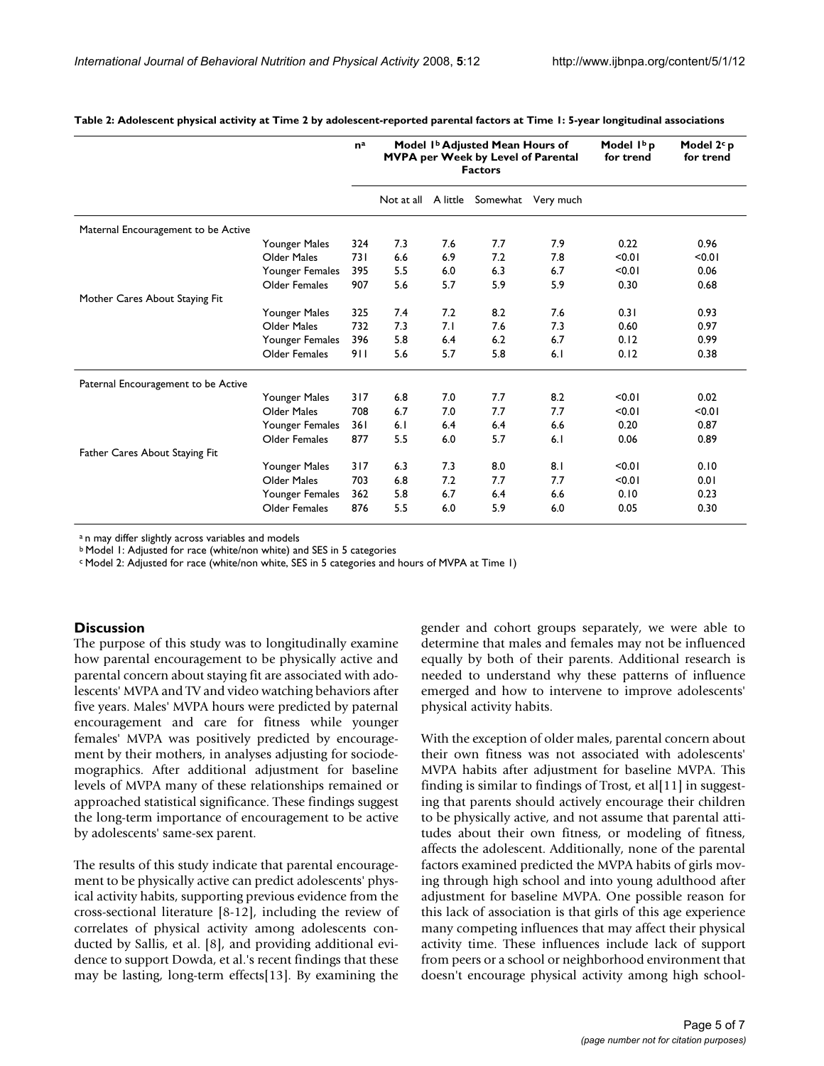**Table 2: Adolescent physical activity at Time 2 by adolescent-reported parental factors at Time 1: 5-year longitudinal associations**

| | | n[a] | Model 1[b] Adjusted Mean Hours of MVPA per Week by Level of Parental Factors | | | | Model 1[b] p for trend | Model 2[c] p for trend |
|---|---|---|---|---|---|---|---|---|
| | | | Not at all | A little | Somewhat | Very much | | |
| Maternal Encouragement to be Active | | | | | | | | |
| | Younger Males | 324 | 7.3 | 7.6 | 7.7 | 7.9 | 0.22 | 0.96 |
| | Older Males | 731 | 6.6 | 6.9 | 7.2 | 7.8 | <0.01 | <0.01 |
| | Younger Females | 395 | 5.5 | 6.0 | 6.3 | 6.7 | <0.01 | 0.06 |
| | Older Females | 907 | 5.6 | 5.7 | 5.9 | 5.9 | 0.30 | 0.68 |
| Mother Cares About Staying Fit | | | | | | | | |
| | Younger Males | 325 | 7.4 | 7.2 | 8.2 | 7.6 | 0.31 | 0.93 |
| | Older Males | 732 | 7.3 | 7.1 | 7.6 | 7.3 | 0.60 | 0.97 |
| | Younger Females | 396 | 5.8 | 6.4 | 6.2 | 6.7 | 0.12 | 0.99 |
| | Older Females | 911 | 5.6 | 5.7 | 5.8 | 6.1 | 0.12 | 0.38 |
| Paternal Encouragement to be Active | | | | | | | | |
| | Younger Males | 317 | 6.8 | 7.0 | 7.7 | 8.2 | <0.01 | 0.02 |
| | Older Males | 708 | 6.7 | 7.0 | 7.7 | 7.7 | <0.01 | <0.01 |
| | Younger Females | 361 | 6.1 | 6.4 | 6.4 | 6.6 | 0.20 | 0.87 |
| | Older Females | 877 | 5.5 | 6.0 | 5.7 | 6.1 | 0.06 | 0.89 |
| Father Cares About Staying Fit | | | | | | | | |
| | Younger Males | 317 | 6.3 | 7.3 | 8.0 | 8.1 | <0.01 | 0.10 |
| | Older Males | 703 | 6.8 | 7.2 | 7.7 | 7.7 | <0.01 | 0.01 |
| | Younger Females | 362 | 5.8 | 6.7 | 6.4 | 6.6 | 0.10 | 0.23 |
| | Older Females | 876 | 5.5 | 6.0 | 5.9 | 6.0 | 0.05 | 0.30 |

[a] n may differ slightly across variables and models
[b] Model 1: Adjusted for race (white/non white) and SES in 5 categories
[c] Model 2: Adjusted for race (white/non white, SES in 5 categories and hours of MVPA at Time 1)

## Discussion

The purpose of this study was to longitudinally examine how parental encouragement to be physically active and parental concern about staying fit are associated with adolescents' MVPA and TV and video watching behaviors after five years. Males' MVPA hours were predicted by paternal encouragement and care for fitness while younger females' MVPA was positively predicted by encouragement by their mothers, in analyses adjusting for sociodemographics. After additional adjustment for baseline levels of MVPA many of these relationships remained or approached statistical significance. These findings suggest the long-term importance of encouragement to be active by adolescents' same-sex parent.

The results of this study indicate that parental encouragement to be physically active can predict adolescents' physical activity habits, supporting previous evidence from the cross-sectional literature [8-12], including the review of correlates of physical activity among adolescents conducted by Sallis, et al. [8], and providing additional evidence to support Dowda, et al.'s recent findings that these may be lasting, long-term effects[13]. By examining the gender and cohort groups separately, we were able to determine that males and females may not be influenced equally by both of their parents. Additional research is needed to understand why these patterns of influence emerged and how to intervene to improve adolescents' physical activity habits.

With the exception of older males, parental concern about their own fitness was not associated with adolescents' MVPA habits after adjustment for baseline MVPA. This finding is similar to findings of Trost, et al[11] in suggesting that parents should actively encourage their children to be physically active, and not assume that parental attitudes about their own fitness, or modeling of fitness, affects the adolescent. Additionally, none of the parental factors examined predicted the MVPA habits of girls moving through high school and into young adulthood after adjustment for baseline MVPA. One possible reason for this lack of association is that girls of this age experience many competing influences that may affect their physical activity time. These influences include lack of support from peers or a school or neighborhood environment that doesn't encourage physical activity among high school-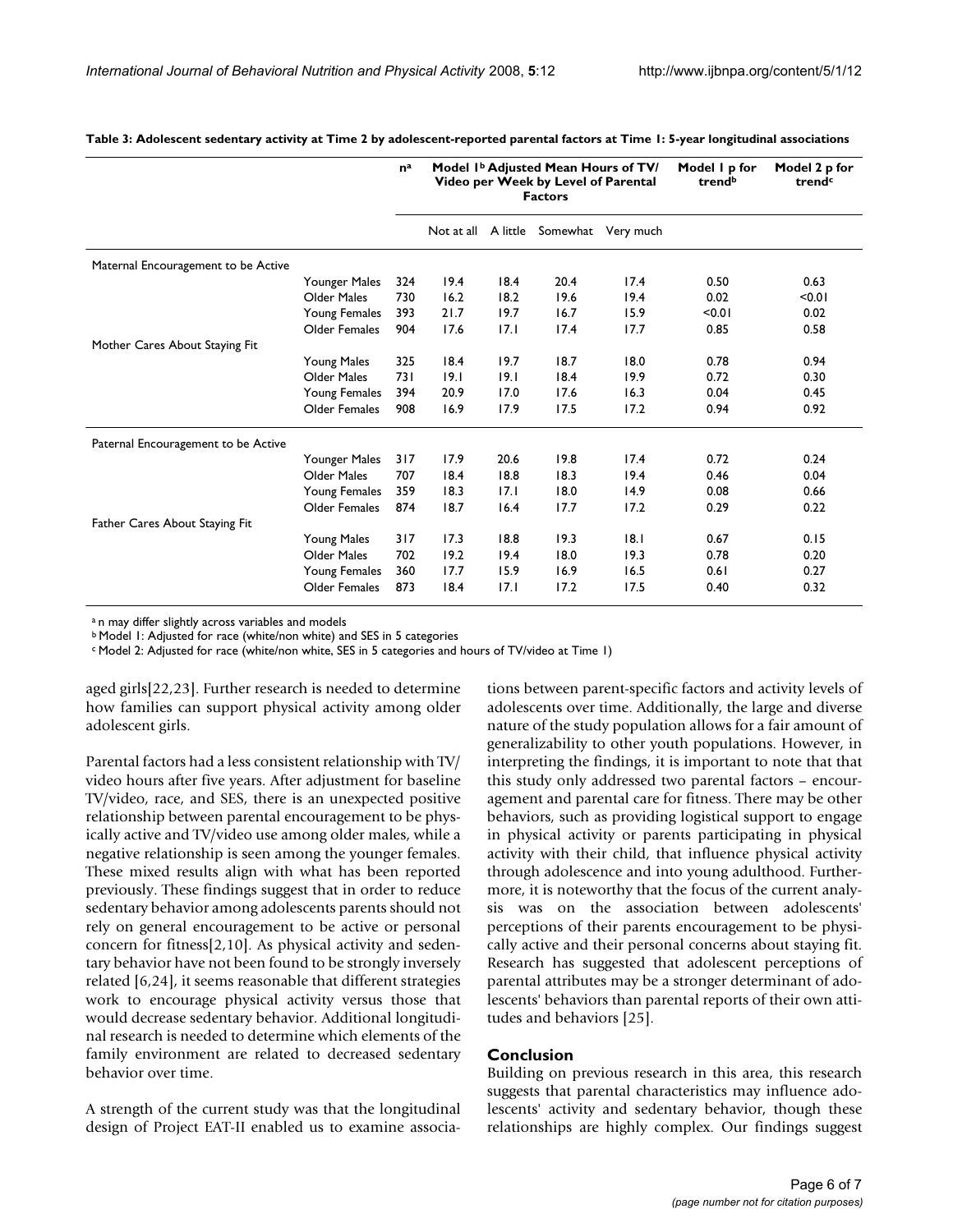**Table 3: Adolescent sedentary activity at Time 2 by adolescent-reported parental factors at Time 1: 5-year longitudinal associations**

| | | n[a] | Model 1[b] Adjusted Mean Hours of TV/ Video per Week by Level of Parental Factors | | | | Model 1 p for trend[b] | Model 2 p for trend[c] |
|---|---|---|---|---|---|---|---|---|
| | | | Not at all | A little | Somewhat | Very much | | |
| Maternal Encouragement to be Active | | | | | | | | |
| | Younger Males | 324 | 19.4 | 18.4 | 20.4 | 17.4 | 0.50 | 0.63 |
| | Older Males | 730 | 16.2 | 18.2 | 19.6 | 19.4 | 0.02 | <0.01 |
| | Young Females | 393 | 21.7 | 19.7 | 16.7 | 15.9 | <0.01 | 0.02 |
| | Older Females | 904 | 17.6 | 17.1 | 17.4 | 17.7 | 0.85 | 0.58 |
| Mother Cares About Staying Fit | | | | | | | | |
| | Young Males | 325 | 18.4 | 19.7 | 18.7 | 18.0 | 0.78 | 0.94 |
| | Older Males | 731 | 19.1 | 19.1 | 18.4 | 19.9 | 0.72 | 0.30 |
| | Young Females | 394 | 20.9 | 17.0 | 17.6 | 16.3 | 0.04 | 0.45 |
| | Older Females | 908 | 16.9 | 17.9 | 17.5 | 17.2 | 0.94 | 0.92 |
| Paternal Encouragement to be Active | | | | | | | | |
| | Younger Males | 317 | 17.9 | 20.6 | 19.8 | 17.4 | 0.72 | 0.24 |
| | Older Males | 707 | 18.4 | 18.8 | 18.3 | 19.4 | 0.46 | 0.04 |
| | Young Females | 359 | 18.3 | 17.1 | 18.0 | 14.9 | 0.08 | 0.66 |
| | Older Females | 874 | 18.7 | 16.4 | 17.7 | 17.2 | 0.29 | 0.22 |
| Father Cares About Staying Fit | | | | | | | | |
| | Young Males | 317 | 17.3 | 18.8 | 19.3 | 18.1 | 0.67 | 0.15 |
| | Older Males | 702 | 19.2 | 19.4 | 18.0 | 19.3 | 0.78 | 0.20 |
| | Young Females | 360 | 17.7 | 15.9 | 16.9 | 16.5 | 0.61 | 0.27 |
| | Older Females | 873 | 18.4 | 17.1 | 17.2 | 17.5 | 0.40 | 0.32 |

[a] n may differ slightly across variables and models
[b] Model 1: Adjusted for race (white/non white) and SES in 5 categories
[c] Model 2: Adjusted for race (white/non white, SES in 5 categories and hours of TV/video at Time 1)

aged girls[22,23]. Further research is needed to determine how families can support physical activity among older adolescent girls.

Parental factors had a less consistent relationship with TV/video hours after five years. After adjustment for baseline TV/video, race, and SES, there is an unexpected positive relationship between parental encouragement to be physically active and TV/video use among older males, while a negative relationship is seen among the younger females. These mixed results align with what has been reported previously. These findings suggest that in order to reduce sedentary behavior among adolescents parents should not rely on general encouragement to be active or personal concern for fitness[2,10]. As physical activity and sedentary behavior have not been found to be strongly inversely related [6,24], it seems reasonable that different strategies work to encourage physical activity versus those that would decrease sedentary behavior. Additional longitudinal research is needed to determine which elements of the family environment are related to decreased sedentary behavior over time.

A strength of the current study was that the longitudinal design of Project EAT-II enabled us to examine associations between parent-specific factors and activity levels of adolescents over time. Additionally, the large and diverse nature of the study population allows for a fair amount of generalizability to other youth populations. However, in interpreting the findings, it is important to note that that this study only addressed two parental factors – encouragement and parental care for fitness. There may be other behaviors, such as providing logistical support to engage in physical activity or parents participating in physical activity with their child, that influence physical activity through adolescence and into young adulthood. Furthermore, it is noteworthy that the focus of the current analysis was on the association between adolescents' perceptions of their parents encouragement to be physically active and their personal concerns about staying fit. Research has suggested that adolescent perceptions of parental attributes may be a stronger determinant of adolescents' behaviors than parental reports of their own attitudes and behaviors [25].

## Conclusion

Building on previous research in this area, this research suggests that parental characteristics may influence adolescents' activity and sedentary behavior, though these relationships are highly complex. Our findings suggest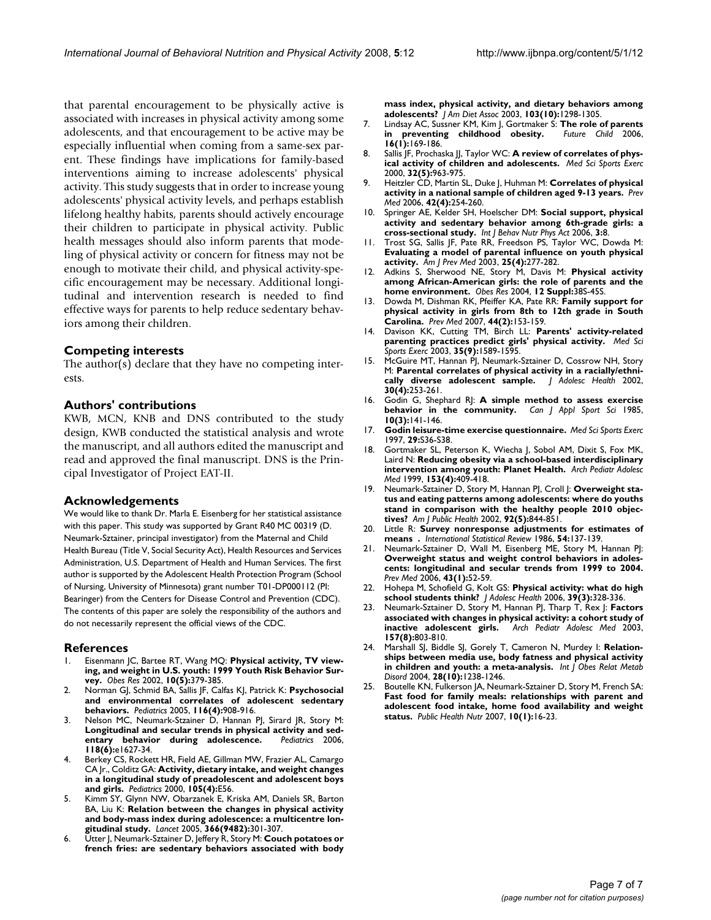that parental encouragement to be physically active is associated with increases in physical activity among some adolescents, and that encouragement to be active may be especially influential when coming from a same-sex parent. These findings have implications for family-based interventions aiming to increase adolescents' physical activity. This study suggests that in order to increase young adolescents' physical activity levels, and perhaps establish lifelong healthy habits, parents should actively encourage their children to participate in physical activity. Public health messages should also inform parents that modeling of physical activity or concern for fitness may not be enough to motivate their child, and physical activity-specific encouragement may be necessary. Additional longitudinal and intervention research is needed to find effective ways for parents to help reduce sedentary behaviors among their children.

## Competing interests

The author(s) declare that they have no competing interests.

## Authors' contributions

KWB, MCN, KNB and DNS contributed to the study design, KWB conducted the statistical analysis and wrote the manuscript, and all authors edited the manuscript and read and approved the final manuscript. DNS is the Principal Investigator of Project EAT-II.

## Acknowledgements

We would like to thank Dr. Marla E. Eisenberg for her statistical assistance with this paper. This study was supported by Grant R40 MC 00319 (D. Neumark-Sztainer, principal investigator) from the Maternal and Child Health Bureau (Title V, Social Security Act), Health Resources and Services Administration, U.S. Department of Health and Human Services. The first author is supported by the Adolescent Health Protection Program (School of Nursing, University of Minnesota) grant number T01-DP000112 (PI: Bearinger) from the Centers for Disease Control and Prevention (CDC). The contents of this paper are solely the responsibility of the authors and do not necessarily represent the official views of the CDC.

## References

1. Eisenmann JC, Bartee RT, Wang MQ: **Physical activity, TV viewing, and weight in U.S. youth: 1999 Youth Risk Behavior Survey.** *Obes Res* 2002, **10(5):**379-385.
2. Norman GJ, Schmid BA, Sallis JF, Calfas KJ, Patrick K: **Psychosocial and environmental correlates of adolescent sedentary behaviors.** *Pediatrics* 2005, **116(4):**908-916.
3. Nelson MC, Neumark-Stzainer D, Hannan PJ, Sirard JR, Story M: **Longitudinal and secular trends in physical activity and sedentary behavior during adolescence.** *Pediatrics* 2006, **118(6):**e1627-34.
4. Berkey CS, Rockett HR, Field AE, Gillman MW, Frazier AL, Camargo CA Jr., Colditz GA: **Activity, dietary intake, and weight changes in a longitudinal study of preadolescent and adolescent boys and girls.** *Pediatrics* 2000, **105(4):**E56.
5. Kimm SY, Glynn NW, Obarzanek E, Kriska AM, Daniels SR, Barton BA, Liu K: **Relation between the changes in physical activity and body-mass index during adolescence: a multicentre longitudinal study.** *Lancet* 2005, **366(9482):**301-307.
6. Utter J, Neumark-Sztainer D, Jeffery R, Story M: **Couch potatoes or french fries: are sedentary behaviors associated with body mass index, physical activity, and dietary behaviors among adolescents?** *J Am Diet Assoc* 2003, **103(10):**1298-1305.
7. Lindsay AC, Sussner KM, Kim J, Gortmaker S: **The role of parents in preventing childhood obesity.** *Future Child* 2006, **16(1):**169-186.
8. Sallis JF, Prochaska JJ, Taylor WC: **A review of correlates of physical activity of children and adolescents.** *Med Sci Sports Exerc* 2000, **32(5):**963-975.
9. Heitzler CD, Martin SL, Duke J, Huhman M: **Correlates of physical activity in a national sample of children aged 9-13 years.** *Prev Med* 2006, **42(4):**254-260.
10. Springer AE, Kelder SH, Hoelscher DM: **Social support, physical activity and sedentary behavior among 6th-grade girls: a cross-sectional study.** *Int J Behav Nutr Phys Act* 2006, **3:**8.
11. Trost SG, Sallis JF, Pate RR, Freedson PS, Taylor WC, Dowda M: **Evaluating a model of parental influence on youth physical activity.** *Am J Prev Med* 2003, **25(4):**277-282.
12. Adkins S, Sherwood NE, Story M, Davis M: **Physical activity among African-American girls: the role of parents and the home environment.** *Obes Res* 2004, **12 Suppl:**38S-45S.
13. Dowda M, Dishman RK, Pfeiffer KA, Pate RR: **Family support for physical activity in girls from 8th to 12th grade in South Carolina.** *Prev Med* 2007, **44(2):**153-159.
14. Davison KK, Cutting TM, Birch LL: **Parents' activity-related parenting practices predict girls' physical activity.** *Med Sci Sports Exerc* 2003, **35(9):**1589-1595.
15. McGuire MT, Hannan PJ, Neumark-Sztainer D, Cossrow NH, Story M: **Parental correlates of physical activity in a racially/ethnically diverse adolescent sample.** *J Adolesc Health* 2002, **30(4):**253-261.
16. Godin G, Shephard RJ: **A simple method to assess exercise behavior in the community.** *Can J Appl Sport Sci* 1985, **10(3):**141-146.
17. **Godin leisure-time exercise questionnaire.** *Med Sci Sports Exerc* 1997, **29:**S36-S38.
18. Gortmaker SL, Peterson K, Wiecha J, Sobol AM, Dixit S, Fox MK, Laird N: **Reducing obesity via a school-based interdisciplinary intervention among youth: Planet Health.** *Arch Pediatr Adolesc Med* 1999, **153(4):**409-418.
19. Neumark-Sztainer D, Story M, Hannan PJ, Croll J: **Overweight status and eating patterns among adolescents: where do youths stand in comparison with the healthy people 2010 objectives?** *Am J Public Health* 2002, **92(5):**844-851.
20. Little R: **Survey nonresponse adjustments for estimates of means .** *International Statistical Review* 1986, **54:**137-139.
21. Neumark-Sztainer D, Wall M, Eisenberg ME, Story M, Hannan PJ: **Overweight status and weight control behaviors in adolescents: longitudinal and secular trends from 1999 to 2004.** *Prev Med* 2006, **43(1):**52-59.
22. Hohepa M, Schofield G, Kolt GS: **Physical activity: what do high school students think?** *J Adolesc Health* 2006, **39(3):**328-336.
23. Neumark-Sztainer D, Story M, Hannan PJ, Tharp T, Rex J: **Factors associated with changes in physical activity: a cohort study of inactive adolescent girls.** *Arch Pediatr Adolesc Med* 2003, **157(8):**803-810.
24. Marshall SJ, Biddle SJ, Gorely T, Cameron N, Murdey I: **Relationships between media use, body fatness and physical activity in children and youth: a meta-analysis.** *Int J Obes Relat Metab Disord* 2004, **28(10):**1238-1246.
25. Boutelle KN, Fulkerson JA, Neumark-Sztainer D, Story M, French SA: **Fast food for family meals: relationships with parent and adolescent food intake, home food availability and weight status.** *Public Health Nutr* 2007, **10(1):**16-23.